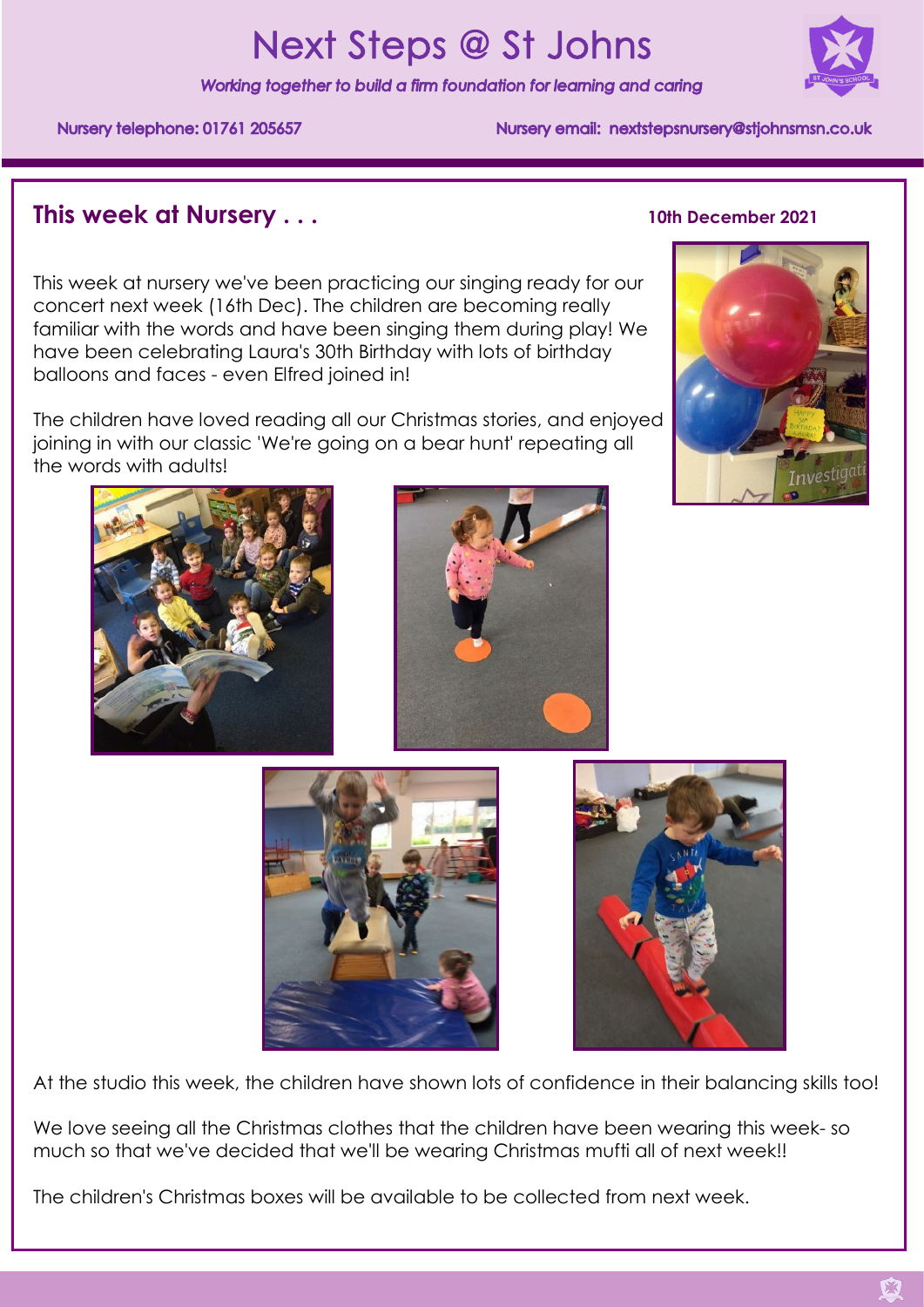# Next Steps @ St Johns

*Working together to build a firm foundation for learning and caring*

Nursery telephone: 01761 205657

Nursery email: nextstepsnursery@stjohnsmsn.co.uk

## This week at Nursery . . .

**10th December 2021**

This week at nursery we've been practicing our singing ready for our concert next week (16th Dec). The children are becoming really familiar with the words and have been singing them during play! We have been celebrating Laura's 30th Birthday with lots of birthday balloons and faces - even Elfred joined in!

The children have loved reading all our Christmas stories, and enjoyed joining in with our classic 'We're going on a bear hunt' repeating all the words with adults!

At the studio this week, the children have shown lots of confidence in their balancing skills too!

We love seeing all the Christmas clothes that the children have been wearing this week- so much so that we've decided that we'll be wearing Christmas mufti all of next week!!

The children's Christmas boxes will be available to be collected from next week.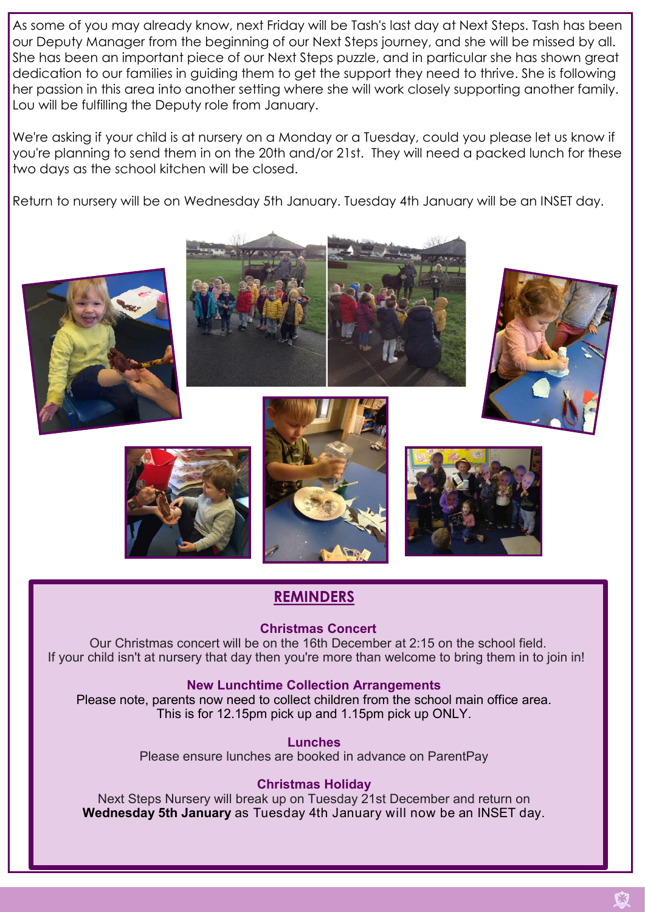As some of you may already know, next Friday will be Tash's last day at Next Steps. Tash has been our Deputy Manager from the beginning of our Next Steps journey, and she will be missed by all. She has been an important piece of our Next Steps puzzle, and in particular she has shown great dedication to our families in guiding them to get the support they need to thrive. She is following her passion in this area into another setting where she will work closely supporting another family. Lou will be fulfilling the Deputy role from January.

We're asking if your child is at nursery on a Monday or a Tuesday, could you please let us know if you're planning to send them in on the 20th and/or 21st. They will need a packed lunch for these two days as the school kitchen will be closed.

Return to nursery will be on Wednesday 5th January. Tuesday 4th January will be an INSET day.

## REMINDERS

### Christmas Concert

Our Christmas concert will be on the 16th December at 2:15 on the school field.
If your child isn't at nursery that day then you're more than welcome to bring them in to join in!

### New Lunchtime Collection Arrangements

Please note, parents now need to collect children from the school main office area.
This is for 12.15pm pick up and 1.15pm pick up ONLY.

### Lunches

Please ensure lunches are booked in advance on ParentPay

### Christmas Holiday

Next Steps Nursery will break up on Tuesday 21st December and return on **Wednesday 5th January** as Tuesday 4th January will now be an INSET day.